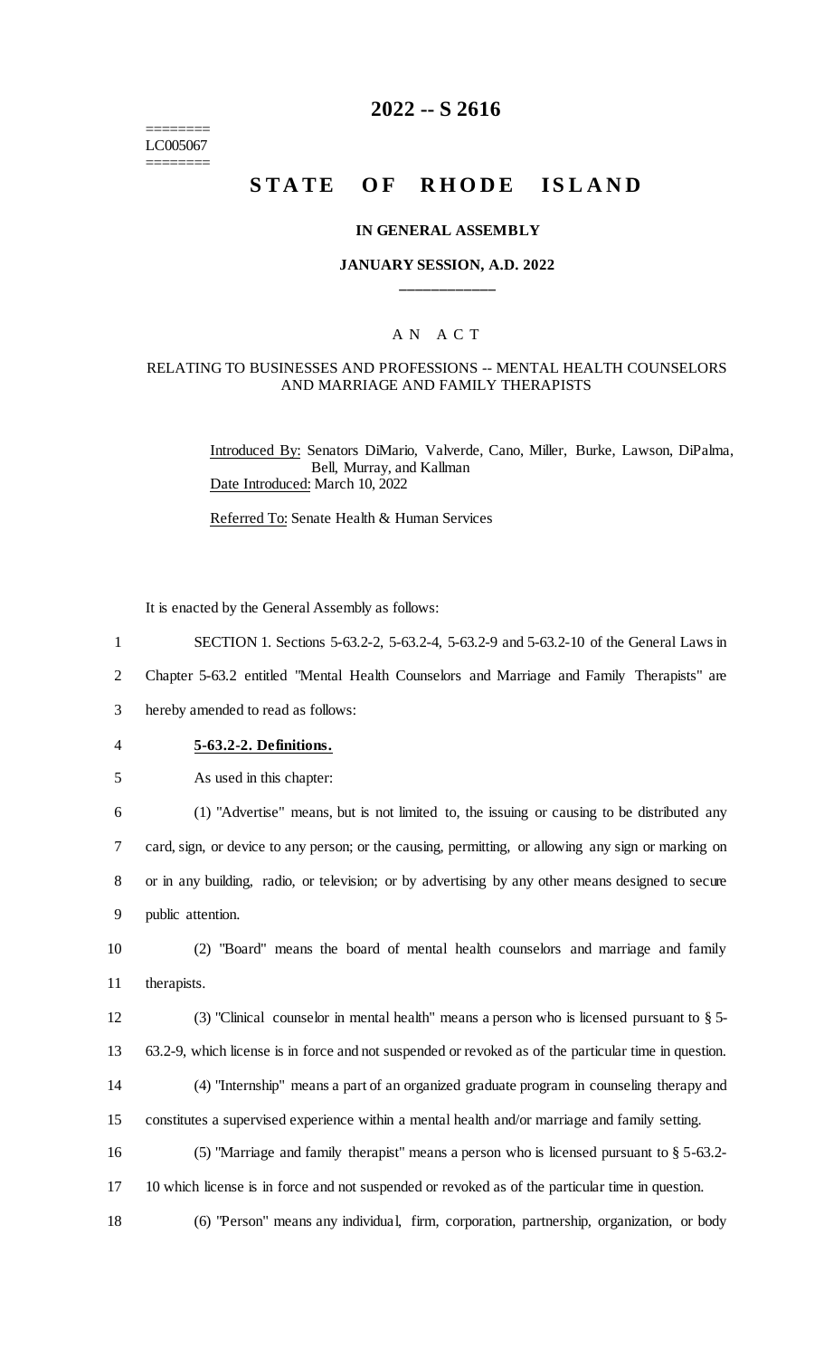========
LC005067
========

# 2022 -- S 2616

# STATE OF RHODE ISLAND

## IN GENERAL ASSEMBLY

## JANUARY SESSION, A.D. 2022

---

### A N A C T

### RELATING TO BUSINESSES AND PROFESSIONS -- MENTAL HEALTH COUNSELORS AND MARRIAGE AND FAMILY THERAPISTS

Introduced By: Senators DiMario, Valverde, Cano, Miller, Burke, Lawson, DiPalma, Bell, Murray, and Kallman

Date Introduced: March 10, 2022

Referred To: Senate Health & Human Services

It is enacted by the General Assembly as follows:

1 SECTION 1. Sections 5-63.2-2, 5-63.2-4, 5-63.2-9 and 5-63.2-10 of the General Laws in
2 Chapter 5-63.2 entitled "Mental Health Counselors and Marriage and Family Therapists" are
3 hereby amended to read as follows:

4 **5-63.2-2. Definitions.**

5 As used in this chapter:

6 (1) "Advertise" means, but is not limited to, the issuing or causing to be distributed any
7 card, sign, or device to any person; or the causing, permitting, or allowing any sign or marking on
8 or in any building, radio, or television; or by advertising by any other means designed to secure
9 public attention.

10 (2) "Board" means the board of mental health counselors and marriage and family
11 therapists.

12 (3) "Clinical counselor in mental health" means a person who is licensed pursuant to § 5-
13 63.2-9, which license is in force and not suspended or revoked as of the particular time in question.

14 (4) "Internship" means a part of an organized graduate program in counseling therapy and
15 constitutes a supervised experience within a mental health and/or marriage and family setting.

16 (5) "Marriage and family therapist" means a person who is licensed pursuant to § 5-63.2-
17 10 which license is in force and not suspended or revoked as of the particular time in question.

18 (6) "Person" means any individual, firm, corporation, partnership, organization, or body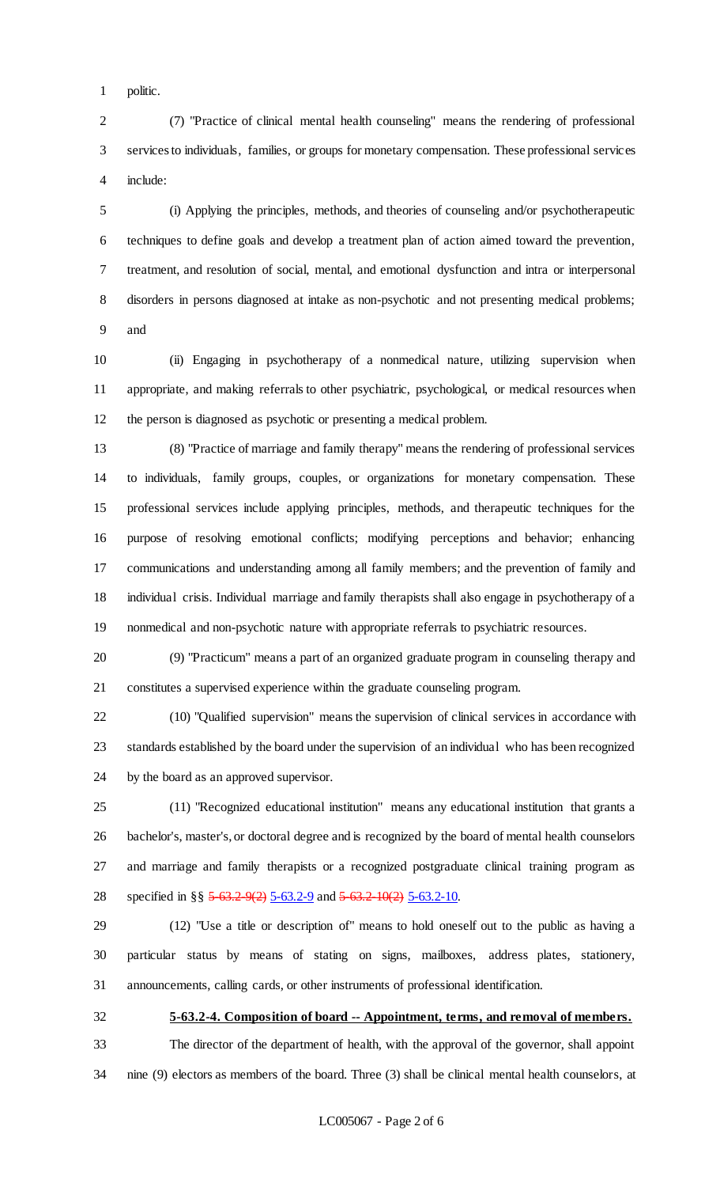politic.

(7) "Practice of clinical mental health counseling" means the rendering of professional services to individuals, families, or groups for monetary compensation. These professional services include:

(i) Applying the principles, methods, and theories of counseling and/or psychotherapeutic techniques to define goals and develop a treatment plan of action aimed toward the prevention, treatment, and resolution of social, mental, and emotional dysfunction and intra or interpersonal disorders in persons diagnosed at intake as non-psychotic and not presenting medical problems; and

(ii) Engaging in psychotherapy of a nonmedical nature, utilizing supervision when appropriate, and making referrals to other psychiatric, psychological, or medical resources when the person is diagnosed as psychotic or presenting a medical problem.

(8) "Practice of marriage and family therapy" means the rendering of professional services to individuals, family groups, couples, or organizations for monetary compensation. These professional services include applying principles, methods, and therapeutic techniques for the purpose of resolving emotional conflicts; modifying perceptions and behavior; enhancing communications and understanding among all family members; and the prevention of family and individual crisis. Individual marriage and family therapists shall also engage in psychotherapy of a nonmedical and non-psychotic nature with appropriate referrals to psychiatric resources.

(9) "Practicum" means a part of an organized graduate program in counseling therapy and constitutes a supervised experience within the graduate counseling program.

(10) "Qualified supervision" means the supervision of clinical services in accordance with standards established by the board under the supervision of an individual who has been recognized by the board as an approved supervisor.

(11) "Recognized educational institution" means any educational institution that grants a bachelor's, master's, or doctoral degree and is recognized by the board of mental health counselors and marriage and family therapists or a recognized postgraduate clinical training program as specified in §§ ~~5-63.2-9(2)~~ 5-63.2-9 and ~~5-63.2-10(2)~~ 5-63.2-10.

(12) "Use a title or description of" means to hold oneself out to the public as having a particular status by means of stating on signs, mailboxes, address plates, stationery, announcements, calling cards, or other instruments of professional identification.

**5-63.2-4. Composition of board -- Appointment, terms, and removal of members.**

The director of the department of health, with the approval of the governor, shall appoint nine (9) electors as members of the board. Three (3) shall be clinical mental health counselors, at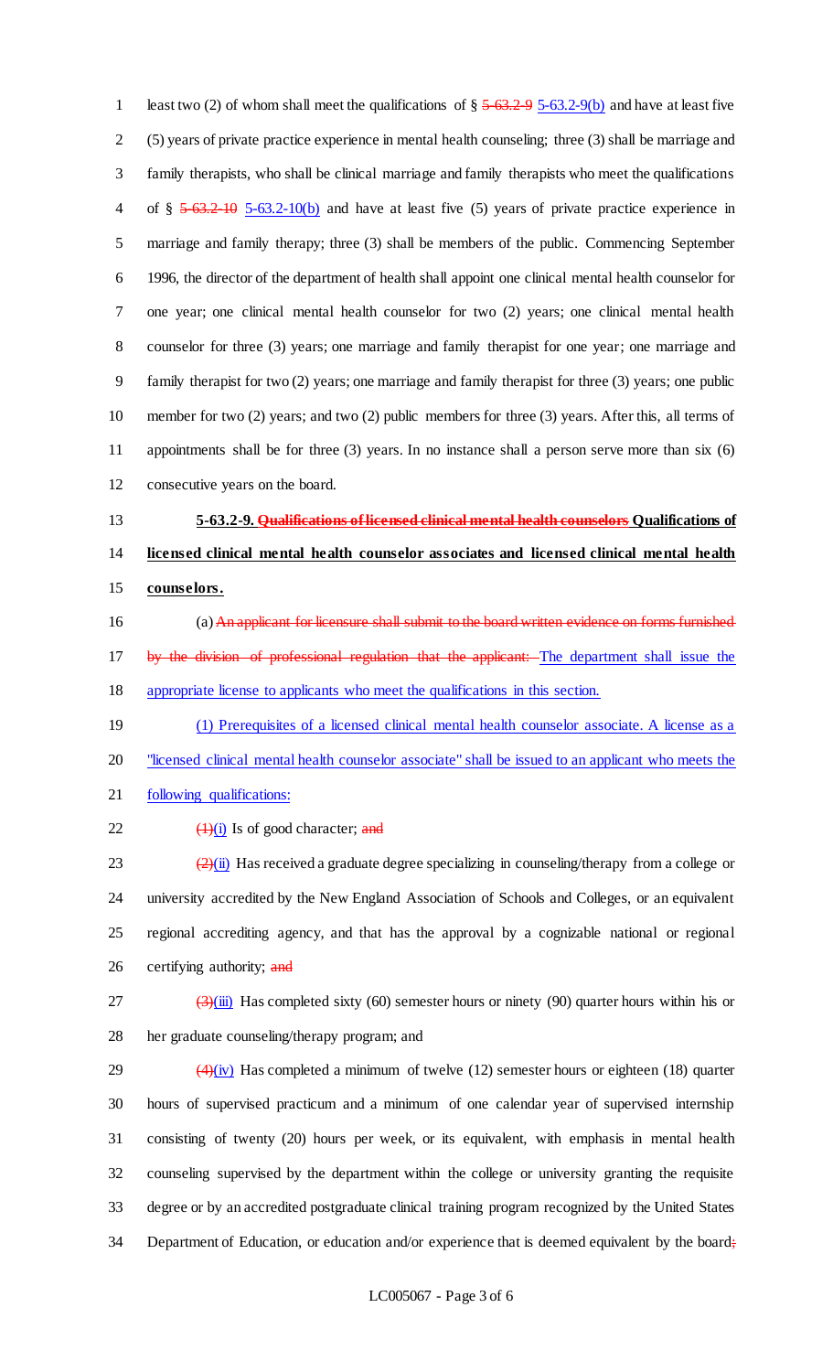least two (2) of whom shall meet the qualifications of § ~~5-63.2-9~~ 5-63.2-9(b) and have at least five (5) years of private practice experience in mental health counseling; three (3) shall be marriage and family therapists, who shall be clinical marriage and family therapists who meet the qualifications of § ~~5-63.2-10~~ 5-63.2-10(b) and have at least five (5) years of private practice experience in marriage and family therapy; three (3) shall be members of the public. Commencing September 1996, the director of the department of health shall appoint one clinical mental health counselor for one year; one clinical mental health counselor for two (2) years; one clinical mental health counselor for three (3) years; one marriage and family therapist for one year; one marriage and family therapist for two (2) years; one marriage and family therapist for three (3) years; one public member for two (2) years; and two (2) public members for three (3) years. After this, all terms of appointments shall be for three (3) years. In no instance shall a person serve more than six (6) consecutive years on the board.

**5-63.2-9. ~~Qualifications of licensed clinical mental health counselors~~ Qualifications of licensed clinical mental health counselor associates and licensed clinical mental health counselors.**

(a) ~~An applicant for licensure shall submit to the board written evidence on forms furnished by the division of professional regulation that the applicant:~~ The department shall issue the appropriate license to applicants who meet the qualifications in this section.

(1) Prerequisites of a licensed clinical mental health counselor associate. A license as a "licensed clinical mental health counselor associate" shall be issued to an applicant who meets the following qualifications:

~~(1)~~(i) Is of good character; ~~and~~

~~(2)~~(ii) Has received a graduate degree specializing in counseling/therapy from a college or university accredited by the New England Association of Schools and Colleges, or an equivalent regional accrediting agency, and that has the approval by a cognizable national or regional certifying authority; ~~and~~

~~(3)~~(iii) Has completed sixty (60) semester hours or ninety (90) quarter hours within his or her graduate counseling/therapy program; and

~~(4)~~(iv) Has completed a minimum of twelve (12) semester hours or eighteen (18) quarter hours of supervised practicum and a minimum of one calendar year of supervised internship consisting of twenty (20) hours per week, or its equivalent, with emphasis in mental health counseling supervised by the department within the college or university granting the requisite degree or by an accredited postgraduate clinical training program recognized by the United States Department of Education, or education and/or experience that is deemed equivalent by the board~~;~~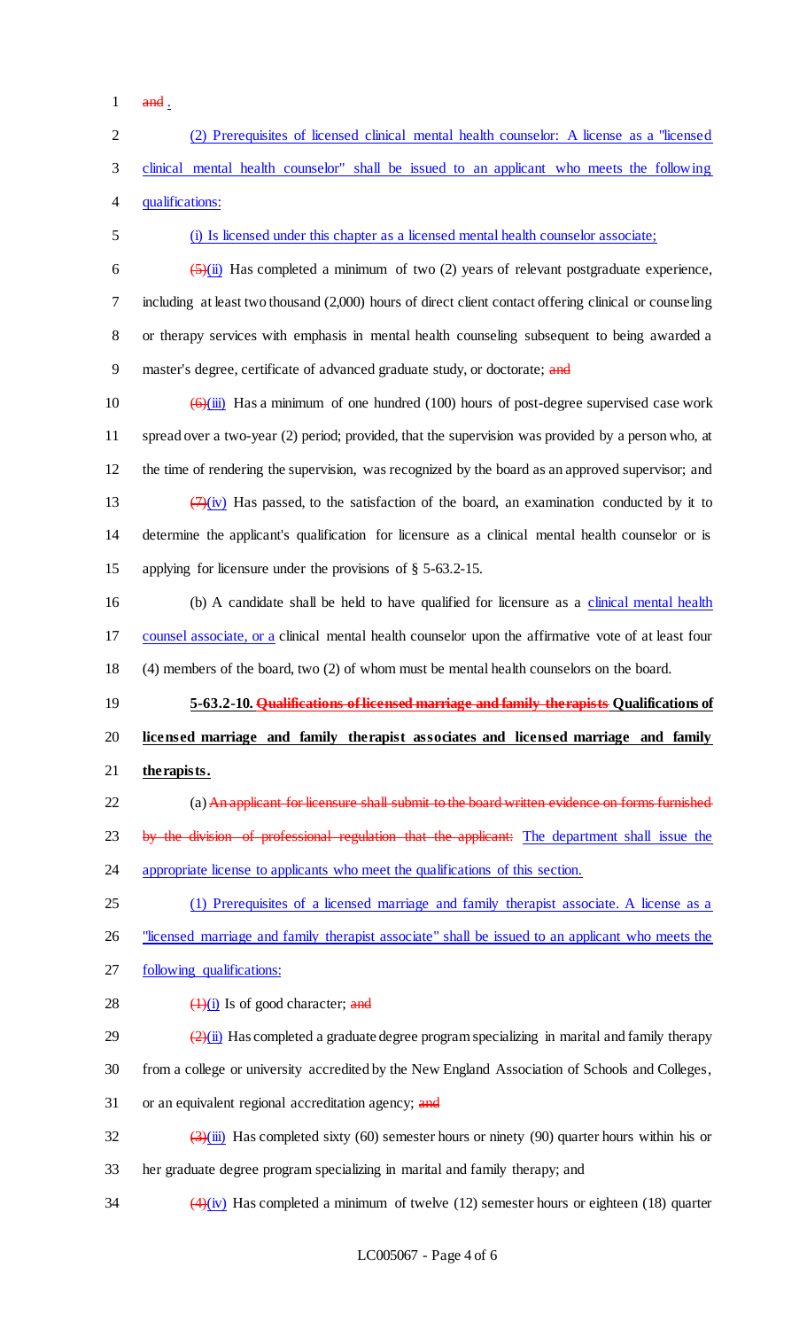1 ~~and~~ .

2 (2) Prerequisites of licensed clinical mental health counselor: A license as a "licensed
3 clinical mental health counselor" shall be issued to an applicant who meets the following
4 qualifications:

5 (i) Is licensed under this chapter as a licensed mental health counselor associate;

6 ~~(5)~~(ii) Has completed a minimum of two (2) years of relevant postgraduate experience,
7 including at least two thousand (2,000) hours of direct client contact offering clinical or counseling
8 or therapy services with emphasis in mental health counseling subsequent to being awarded a
9 master's degree, certificate of advanced graduate study, or doctorate; ~~and~~

10 ~~(6)~~(iii) Has a minimum of one hundred (100) hours of post-degree supervised case work
11 spread over a two-year (2) period; provided, that the supervision was provided by a person who, at
12 the time of rendering the supervision, was recognized by the board as an approved supervisor; and

13 ~~(7)~~(iv) Has passed, to the satisfaction of the board, an examination conducted by it to
14 determine the applicant's qualification for licensure as a clinical mental health counselor or is
15 applying for licensure under the provisions of § 5-63.2-15.

16 (b) A candidate shall be held to have qualified for licensure as a clinical mental health
17 counsel associate, or a clinical mental health counselor upon the affirmative vote of at least four
18 (4) members of the board, two (2) of whom must be mental health counselors on the board.

19 **5-63.2-10. ~~Qualifications of licensed marriage and family therapists~~ Qualifications of**
20 **licensed marriage and family therapist associates and licensed marriage and family**
21 **therapists.**

22 (a) ~~An applicant for licensure shall submit to the board written evidence on forms furnished~~
23 ~~by the division of professional regulation that the applicant:~~ The department shall issue the
24 appropriate license to applicants who meet the qualifications of this section.

25 (1) Prerequisites of a licensed marriage and family therapist associate. A license as a
26 "licensed marriage and family therapist associate" shall be issued to an applicant who meets the
27 following qualifications:

28 ~~(1)~~(i) Is of good character; ~~and~~

29 ~~(2)~~(ii) Has completed a graduate degree program specializing in marital and family therapy
30 from a college or university accredited by the New England Association of Schools and Colleges,
31 or an equivalent regional accreditation agency; ~~and~~

32 ~~(3)~~(iii) Has completed sixty (60) semester hours or ninety (90) quarter hours within his or
33 her graduate degree program specializing in marital and family therapy; and

34 ~~(4)~~(iv) Has completed a minimum of twelve (12) semester hours or eighteen (18) quarter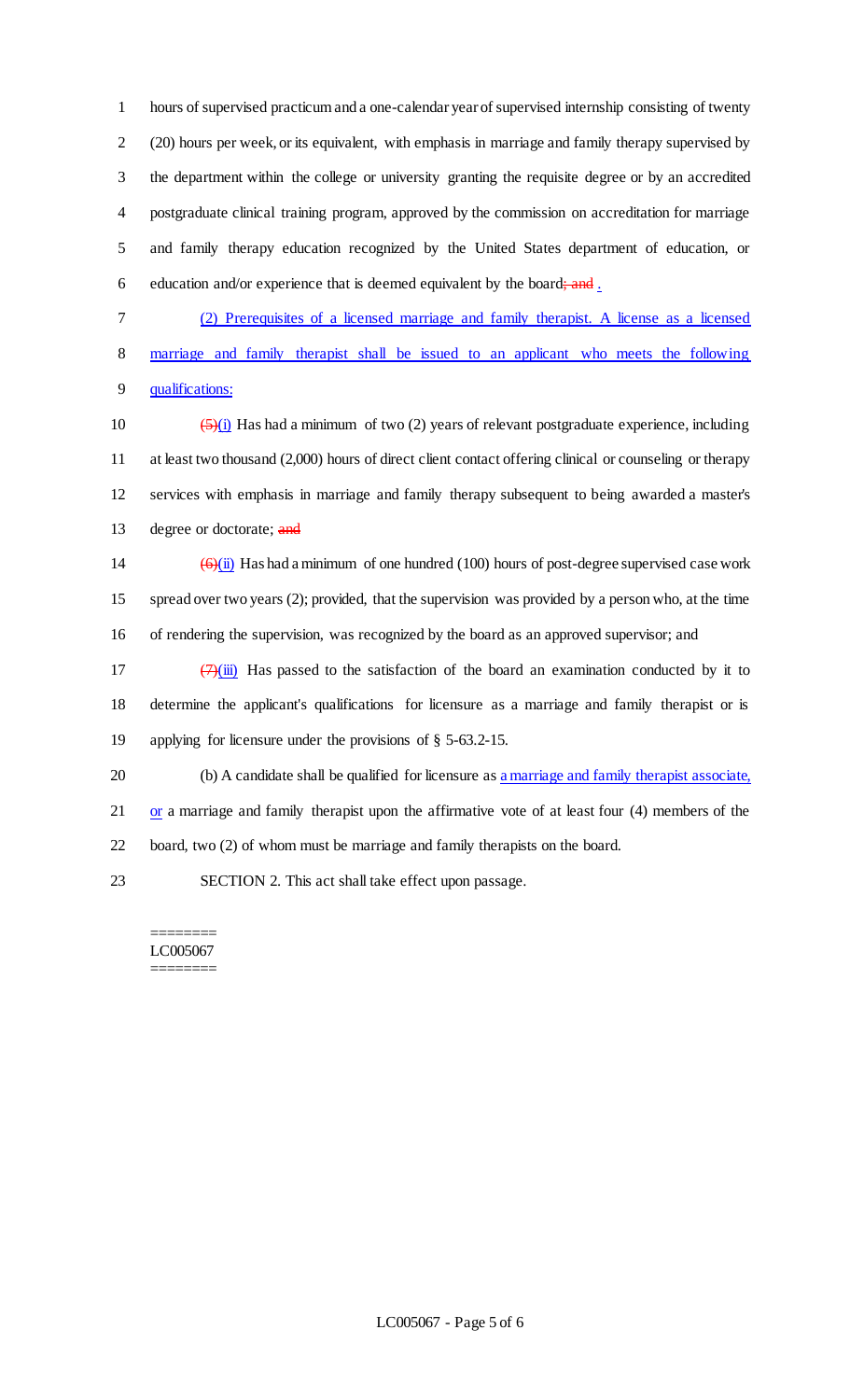hours of supervised practicum and a one-calendar year of supervised internship consisting of twenty (20) hours per week, or its equivalent, with emphasis in marriage and family therapy supervised by the department within the college or university granting the requisite degree or by an accredited postgraduate clinical training program, approved by the commission on accreditation for marriage and family therapy education recognized by the United States department of education, or education and/or experience that is deemed equivalent by the board; and .

(2) Prerequisites of a licensed marriage and family therapist. A license as a licensed marriage and family therapist shall be issued to an applicant who meets the following qualifications:

(5)(i) Has had a minimum of two (2) years of relevant postgraduate experience, including at least two thousand (2,000) hours of direct client contact offering clinical or counseling or therapy services with emphasis in marriage and family therapy subsequent to being awarded a master's degree or doctorate; and

(6)(ii) Has had a minimum of one hundred (100) hours of post-degree supervised case work spread over two years (2); provided, that the supervision was provided by a person who, at the time of rendering the supervision, was recognized by the board as an approved supervisor; and

(7)(iii) Has passed to the satisfaction of the board an examination conducted by it to determine the applicant's qualifications for licensure as a marriage and family therapist or is applying for licensure under the provisions of § 5-63.2-15.

(b) A candidate shall be qualified for licensure as a marriage and family therapist associate, or a marriage and family therapist upon the affirmative vote of at least four (4) members of the board, two (2) of whom must be marriage and family therapists on the board.

SECTION 2. This act shall take effect upon passage.

========
LC005067
========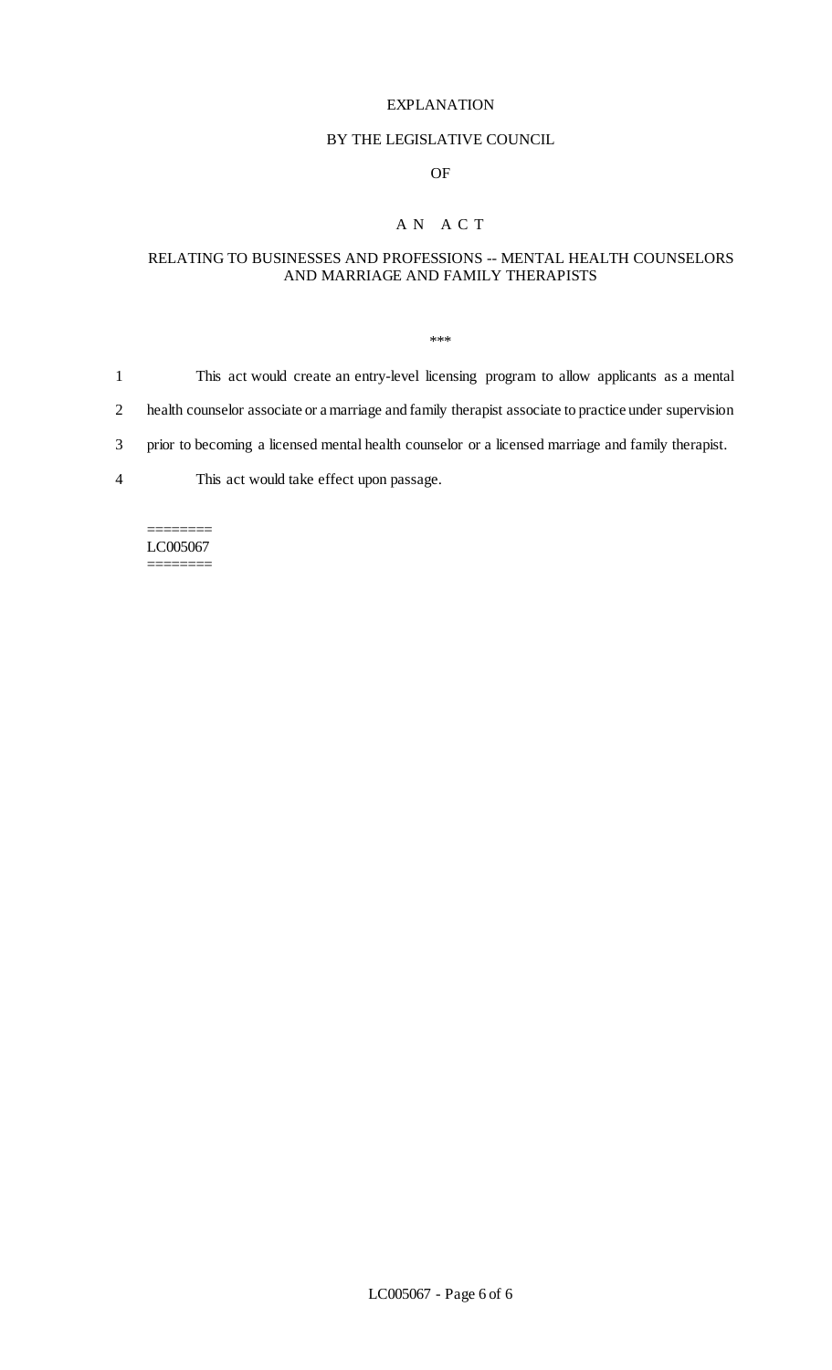EXPLANATION

BY THE LEGISLATIVE COUNCIL

OF

# A N A C T

## RELATING TO BUSINESSES AND PROFESSIONS -- MENTAL HEALTH COUNSELORS AND MARRIAGE AND FAMILY THERAPISTS

\*\*\*

1 This act would create an entry-level licensing program to allow applicants as a mental
2 health counselor associate or a marriage and family therapist associate to practice under supervision
3 prior to becoming a licensed mental health counselor or a licensed marriage and family therapist.
4 This act would take effect upon passage.

========
LC005067
========